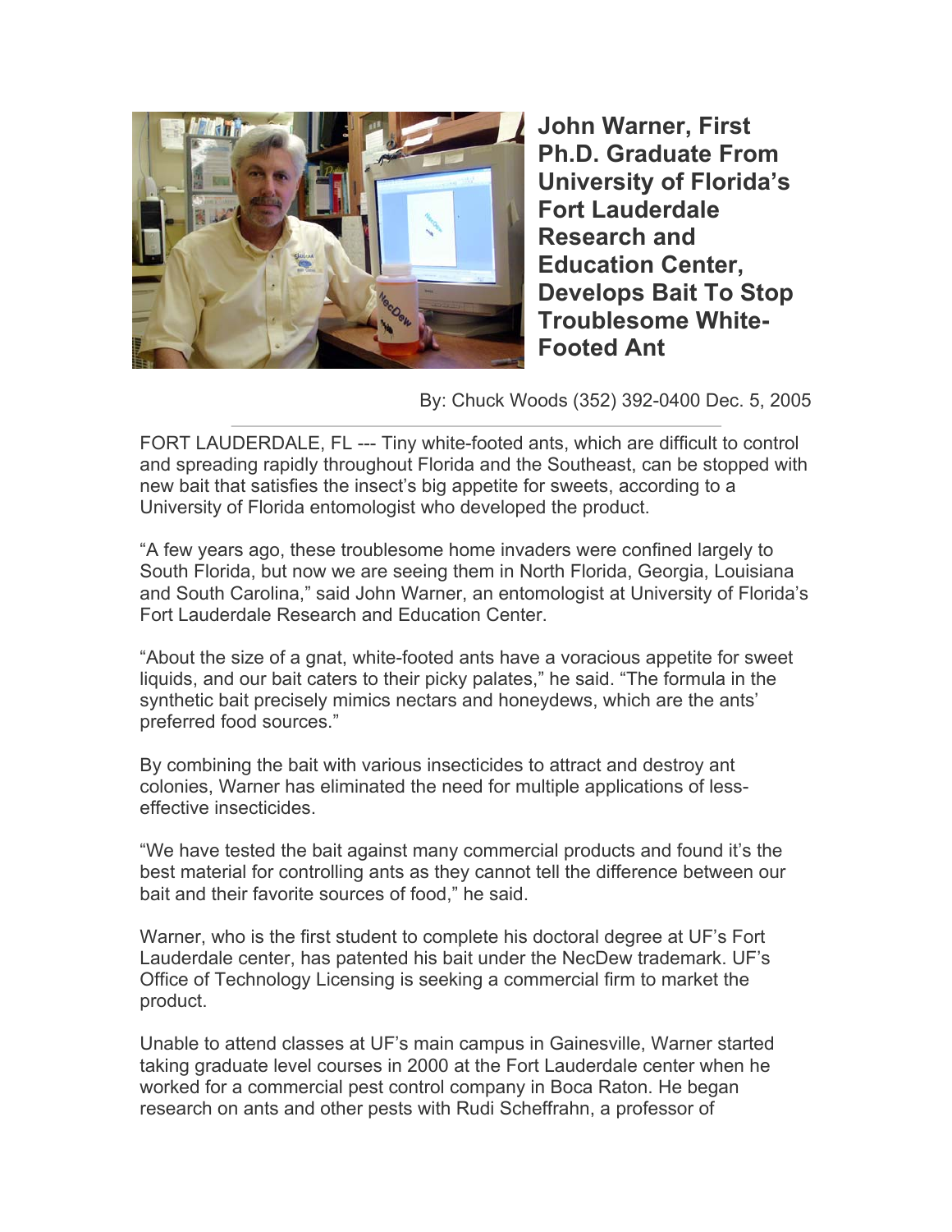# John Warner, First Ph.D. Graduate From University of Florida's Fort Lauderdale Research and Education Center, Develops Bait To Stop Troublesome White-Footed Ant

By: Chuck Woods (352) 392-0400 Dec. 5, 2005

---

FORT LAUDERDALE, FL --- Tiny white-footed ants, which are difficult to control and spreading rapidly throughout Florida and the Southeast, can be stopped with new bait that satisfies the insect's big appetite for sweets, according to a University of Florida entomologist who developed the product.

"A few years ago, these troublesome home invaders were confined largely to South Florida, but now we are seeing them in North Florida, Georgia, Louisiana and South Carolina," said John Warner, an entomologist at University of Florida's Fort Lauderdale Research and Education Center.

"About the size of a gnat, white-footed ants have a voracious appetite for sweet liquids, and our bait caters to their picky palates," he said. "The formula in the synthetic bait precisely mimics nectars and honeydews, which are the ants' preferred food sources."

By combining the bait with various insecticides to attract and destroy ant colonies, Warner has eliminated the need for multiple applications of less-effective insecticides.

"We have tested the bait against many commercial products and found it's the best material for controlling ants as they cannot tell the difference between our bait and their favorite sources of food," he said.

Warner, who is the first student to complete his doctoral degree at UF's Fort Lauderdale center, has patented his bait under the NecDew trademark. UF's Office of Technology Licensing is seeking a commercial firm to market the product.

Unable to attend classes at UF's main campus in Gainesville, Warner started taking graduate level courses in 2000 at the Fort Lauderdale center when he worked for a commercial pest control company in Boca Raton. He began research on ants and other pests with Rudi Scheffrahn, a professor of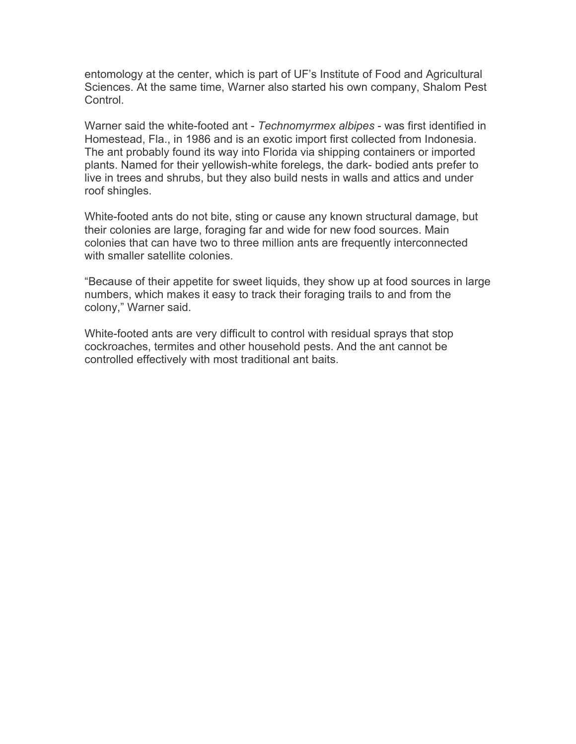entomology at the center, which is part of UF's Institute of Food and Agricultural Sciences. At the same time, Warner also started his own company, Shalom Pest Control.

Warner said the white-footed ant - *Technomyrmex albipes* - was first identified in Homestead, Fla., in 1986 and is an exotic import first collected from Indonesia. The ant probably found its way into Florida via shipping containers or imported plants. Named for their yellowish-white forelegs, the dark- bodied ants prefer to live in trees and shrubs, but they also build nests in walls and attics and under roof shingles.

White-footed ants do not bite, sting or cause any known structural damage, but their colonies are large, foraging far and wide for new food sources. Main colonies that can have two to three million ants are frequently interconnected with smaller satellite colonies.

"Because of their appetite for sweet liquids, they show up at food sources in large numbers, which makes it easy to track their foraging trails to and from the colony," Warner said.

White-footed ants are very difficult to control with residual sprays that stop cockroaches, termites and other household pests. And the ant cannot be controlled effectively with most traditional ant baits.